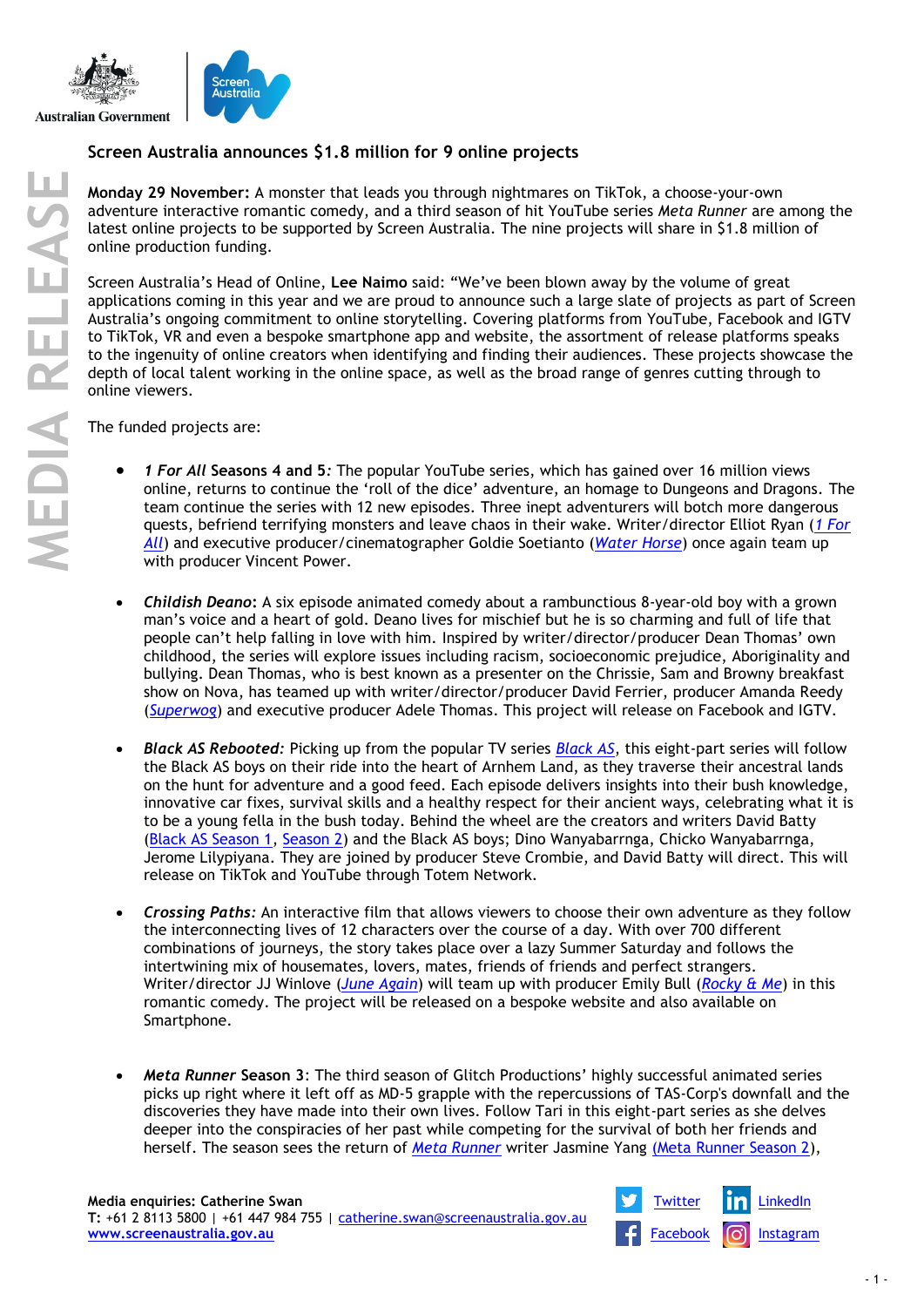Australian Government | Screen Australia

MEDIA RELEASE

# Screen Australia announces $1.8 million for 9 online projects

**Monday 29 November:** A monster that leads you through nightmares on TikTok, a choose-your-own adventure interactive romantic comedy, and a third season of hit YouTube series *Meta Runner* are among the latest online projects to be supported by Screen Australia. The nine projects will share in $1.8 million of online production funding.

Screen Australia's Head of Online, **Lee Naimo** said: "We've been blown away by the volume of great applications coming in this year and we are proud to announce such a large slate of projects as part of Screen Australia's ongoing commitment to online storytelling. Covering platforms from YouTube, Facebook and IGTV to TikTok, VR and even a bespoke smartphone app and website, the assortment of release platforms speaks to the ingenuity of online creators when identifying and finding their audiences. These projects showcase the depth of local talent working in the online space, as well as the broad range of genres cutting through to online viewers.

The funded projects are:

- ***1 For All* Seasons 4 and 5***:* The popular YouTube series, which has gained over 16 million views online, returns to continue the 'roll of the dice' adventure, an homage to Dungeons and Dragons. The team continue the series with 12 new episodes. Three inept adventurers will botch more dangerous quests, befriend terrifying monsters and leave chaos in their wake. Writer/director Elliot Ryan (*1 For All*) and executive producer/cinematographer Goldie Soetianto (*Water Horse*) once again team up with producer Vincent Power.

- ***Childish Deano*:** A six episode animated comedy about a rambunctious 8-year-old boy with a grown man's voice and a heart of gold. Deano lives for mischief but he is so charming and full of life that people can't help falling in love with him. Inspired by writer/director/producer Dean Thomas' own childhood, the series will explore issues including racism, socioeconomic prejudice, Aboriginality and bullying. Dean Thomas, who is best known as a presenter on the Chrissie, Sam and Browny breakfast show on Nova, has teamed up with writer/director/producer David Ferrier, producer Amanda Reedy (*Superwog*) and executive producer Adele Thomas. This project will release on Facebook and IGTV.

- ***Black AS Rebooted:*** Picking up from the popular TV series *Black AS*, this eight-part series will follow the Black AS boys on their ride into the heart of Arnhem Land, as they traverse their ancestral lands on the hunt for adventure and a good feed. Each episode delivers insights into their bush knowledge, innovative car fixes, survival skills and a healthy respect for their ancient ways, celebrating what it is to be a young fella in the bush today. Behind the wheel are the creators and writers David Batty (Black AS Season 1, Season 2) and the Black AS boys; Dino Wanyabarrnga, Chicko Wanyabarrnga, Jerome Lilypiyana. They are joined by producer Steve Crombie, and David Batty will direct. This will release on TikTok and YouTube through Totem Network.

- ***Crossing Paths:*** An interactive film that allows viewers to choose their own adventure as they follow the interconnecting lives of 12 characters over the course of a day. With over 700 different combinations of journeys, the story takes place over a lazy Summer Saturday and follows the intertwining mix of housemates, lovers, mates, friends of friends and perfect strangers. Writer/director JJ Winlove (*June Again*) will team up with producer Emily Bull (*Rocky & Me*) in this romantic comedy. The project will be released on a bespoke website and also available on Smartphone.

- ***Meta Runner* Season 3**: The third season of Glitch Productions' highly successful animated series picks up right where it left off as MD-5 grapple with the repercussions of TAS-Corp's downfall and the discoveries they have made into their own lives. Follow Tari in this eight-part series as she delves deeper into the conspiracies of her past while competing for the survival of both her friends and herself. The season sees the return of *Meta Runner* writer Jasmine Yang (Meta Runner Season 2),

**Media enquiries: Catherine Swan**
**T:** +61 2 8113 5800 | +61 447 984 755 | catherine.swan@screenaustralia.gov.au
**www.screenaustralia.gov.au**

Twitter | LinkedIn | Facebook | Instagram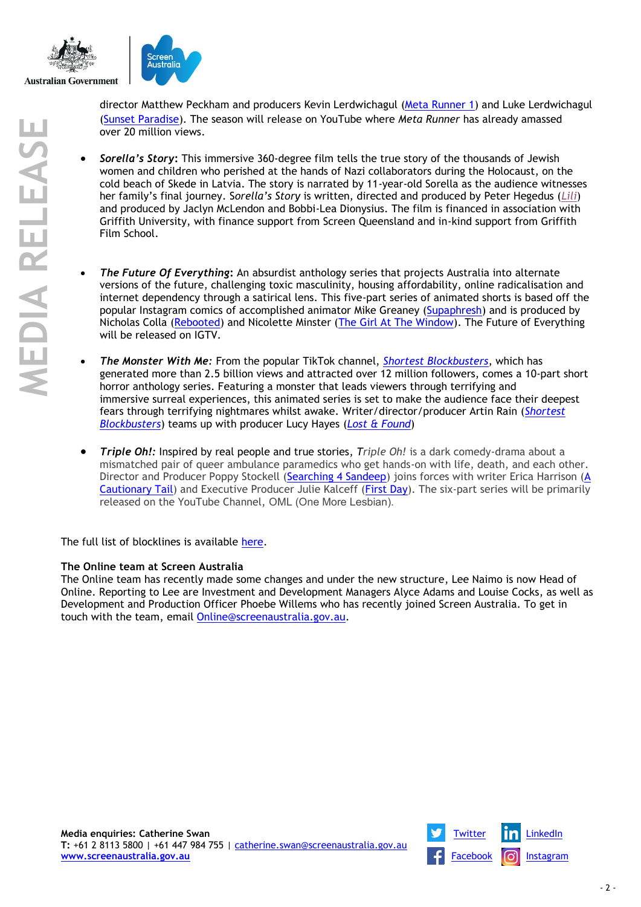director Matthew Peckham and producers Kevin Lerdwichagul (Meta Runner 1) and Luke Lerdwichagul (Sunset Paradise). The season will release on YouTube where *Meta Runner* has already amassed over 20 million views.

- ***Sorella's Story*:** This immersive 360-degree film tells the true story of the thousands of Jewish women and children who perished at the hands of Nazi collaborators during the Holocaust, on the cold beach of Skede in Latvia. The story is narrated by 11-year-old Sorella as the audience witnesses her family's final journey. *Sorella's Story* is written, directed and produced by Peter Hegedus (*Lili*) and produced by Jaclyn McLendon and Bobbi-Lea Dionysius. The film is financed in association with Griffith University, with finance support from Screen Queensland and in-kind support from Griffith Film School.

- ***The Future Of Everything*:** An absurdist anthology series that projects Australia into alternate versions of the future, challenging toxic masculinity, housing affordability, online radicalisation and internet dependency through a satirical lens. This five-part series of animated shorts is based off the popular Instagram comics of accomplished animator Mike Greaney (Supaphresh) and is produced by Nicholas Colla (Rebooted) and Nicolette Minster (The Girl At The Window). The Future of Everything will be released on IGTV.

- ***The Monster With Me:*** From the popular TikTok channel, *Shortest Blockbusters*, which has generated more than 2.5 billion views and attracted over 12 million followers, comes a 10-part short horror anthology series. Featuring a monster that leads viewers through terrifying and immersive surreal experiences, this animated series is set to make the audience face their deepest fears through terrifying nightmares whilst awake. Writer/director/producer Artin Rain (*Shortest Blockbusters*) teams up with producer Lucy Hayes (*Lost & Found*)

- ***Triple Oh!:*** Inspired by real people and true stories, *Triple Oh!* is a dark comedy-drama about a mismatched pair of queer ambulance paramedics who get hands-on with life, death, and each other. Director and Producer Poppy Stockell (Searching 4 Sandeep) joins forces with writer Erica Harrison (A Cautionary Tail) and Executive Producer Julie Kalceff (First Day). The six-part series will be primarily released on the YouTube Channel, OML (One More Lesbian).

The full list of blocklines is available here.

**The Online team at Screen Australia**

The Online team has recently made some changes and under the new structure, Lee Naimo is now Head of Online. Reporting to Lee are Investment and Development Managers Alyce Adams and Louise Cocks, as well as Development and Production Officer Phoebe Willems who has recently joined Screen Australia. To get in touch with the team, email Online@screenaustralia.gov.au.

**Media enquiries: Catherine Swan**
**T:** +61 2 8113 5800 | +61 447 984 755 | catherine.swan@screenaustralia.gov.au
**www.screenaustralia.gov.au**

Twitter LinkedIn Facebook Instagram